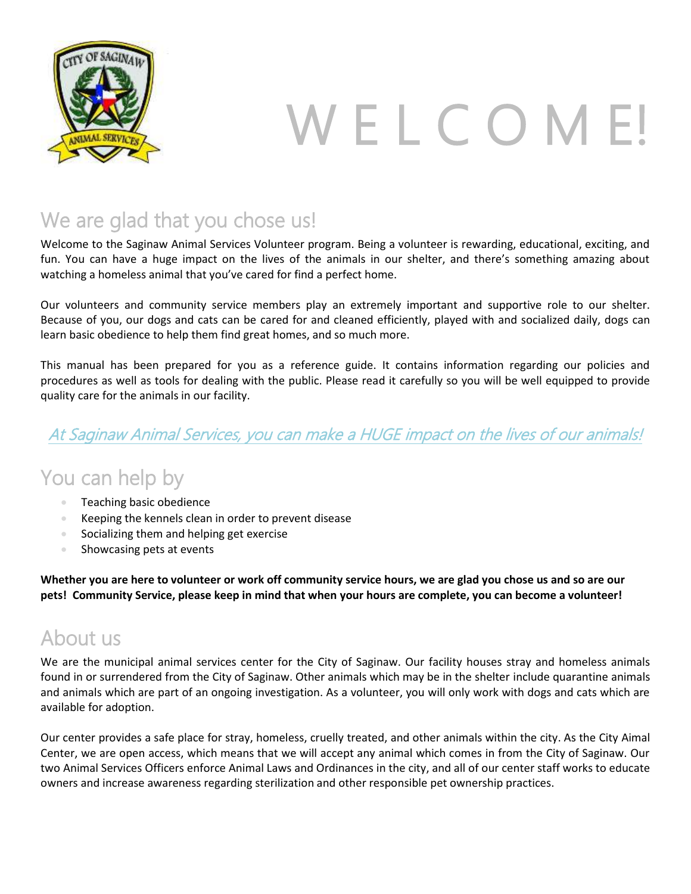# WELCOME!

## We are glad that you chose us!

Welcome to the Saginaw Animal Services Volunteer program. Being a volunteer is rewarding, educational, exciting, and fun. You can have a huge impact on the lives of the animals in our shelter, and there's something amazing about watching a homeless animal that you've cared for find a perfect home.

Our volunteers and community service members play an extremely important and supportive role to our shelter. Because of you, our dogs and cats can be cared for and cleaned efficiently, played with and socialized daily, dogs can learn basic obedience to help them find great homes, and so much more.

This manual has been prepared for you as a reference guide. It contains information regarding our policies and procedures as well as tools for dealing with the public. Please read it carefully so you will be well equipped to provide quality care for the animals in our facility.

*At Saginaw Animal Services, you can make a HUGE impact on the lives of our animals!*

## You can help by

- Teaching basic obedience
- Keeping the kennels clean in order to prevent disease
- Socializing them and helping get exercise
- Showcasing pets at events

**Whether you are here to volunteer or work off community service hours, we are glad you chose us and so are our pets! Community Service, please keep in mind that when your hours are complete, you can become a volunteer!**

## About us

We are the municipal animal services center for the City of Saginaw. Our facility houses stray and homeless animals found in or surrendered from the City of Saginaw. Other animals which may be in the shelter include quarantine animals and animals which are part of an ongoing investigation. As a volunteer, you will only work with dogs and cats which are available for adoption.

Our center provides a safe place for stray, homeless, cruelly treated, and other animals within the city. As the City Aimal Center, we are open access, which means that we will accept any animal which comes in from the City of Saginaw. Our two Animal Services Officers enforce Animal Laws and Ordinances in the city, and all of our center staff works to educate owners and increase awareness regarding sterilization and other responsible pet ownership practices.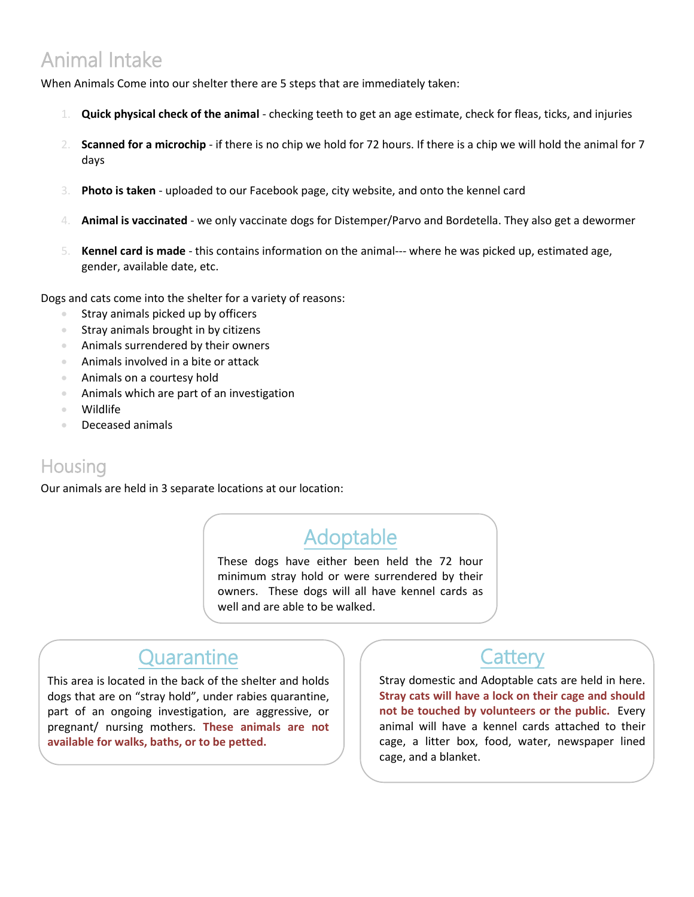## Animal Intake

When Animals Come into our shelter there are 5 steps that are immediately taken:

1. **Quick physical check of the animal** - checking teeth to get an age estimate, check for fleas, ticks, and injuries
2. **Scanned for a microchip** - if there is no chip we hold for 72 hours. If there is a chip we will hold the animal for 7 days
3. **Photo is taken** - uploaded to our Facebook page, city website, and onto the kennel card
4. **Animal is vaccinated** - we only vaccinate dogs for Distemper/Parvo and Bordetella. They also get a dewormer
5. **Kennel card is made** - this contains information on the animal--- where he was picked up, estimated age, gender, available date, etc.

Dogs and cats come into the shelter for a variety of reasons:

- Stray animals picked up by officers
- Stray animals brought in by citizens
- Animals surrendered by their owners
- Animals involved in a bite or attack
- Animals on a courtesy hold
- Animals which are part of an investigation
- Wildlife
- Deceased animals

## Housing

Our animals are held in 3 separate locations at our location:

### Adoptable

These dogs have either been held the 72 hour minimum stray hold or were surrendered by their owners. These dogs will all have kennel cards as well and are able to be walked.

### Quarantine

This area is located in the back of the shelter and holds dogs that are on "stray hold", under rabies quarantine, part of an ongoing investigation, are aggressive, or pregnant/ nursing mothers. **These animals are not available for walks, baths, or to be petted.**

### Cattery

Stray domestic and Adoptable cats are held in here. **Stray cats will have a lock on their cage and should not be touched by volunteers or the public.** Every animal will have a kennel cards attached to their cage, a litter box, food, water, newspaper lined cage, and a blanket.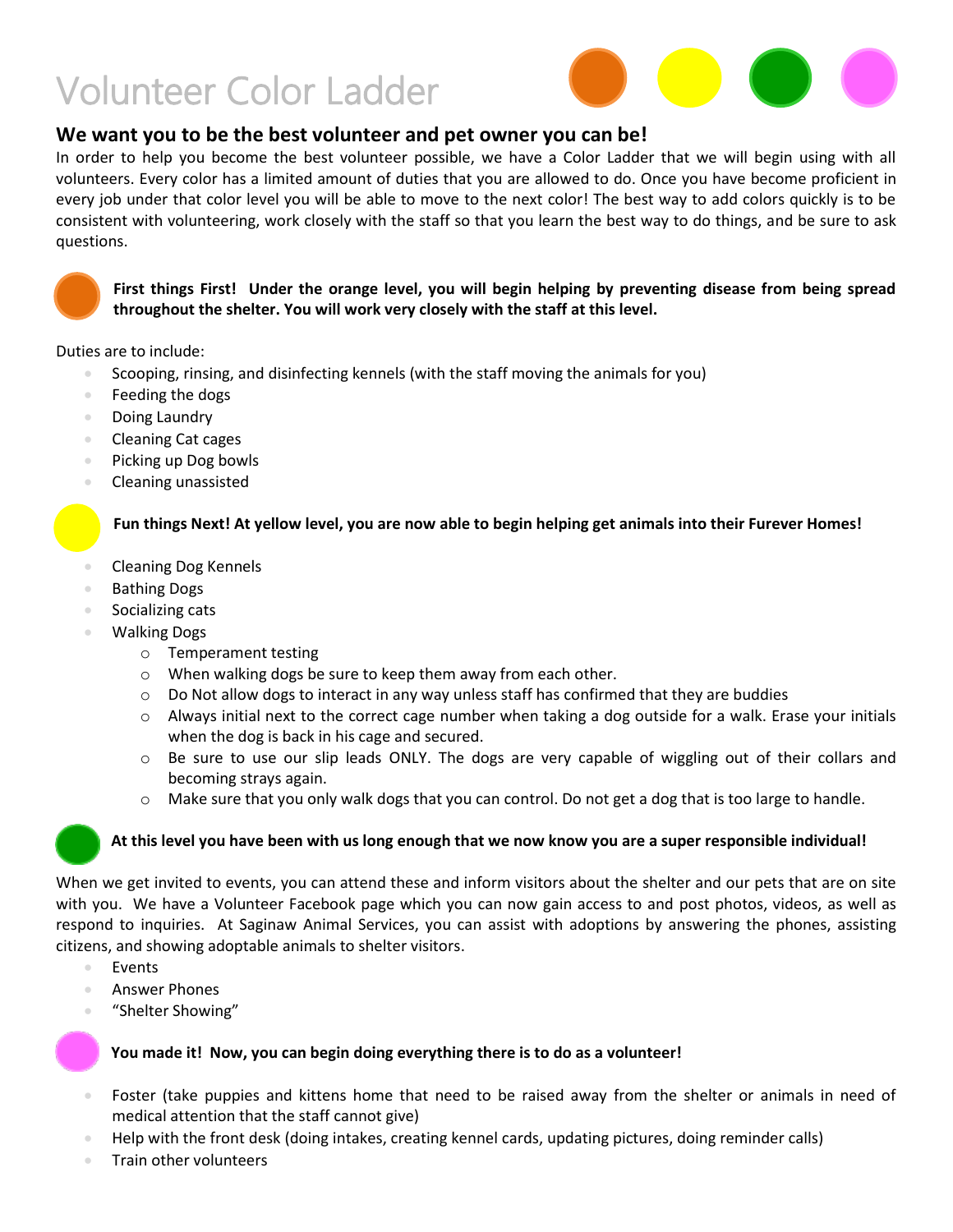# Volunteer Color Ladder

## We want you to be the best volunteer and pet owner you can be!

In order to help you become the best volunteer possible, we have a Color Ladder that we will begin using with all volunteers. Every color has a limited amount of duties that you are allowed to do. Once you have become proficient in every job under that color level you will be able to move to the next color! The best way to add colors quickly is to be consistent with volunteering, work closely with the staff so that you learn the best way to do things, and be sure to ask questions.

**First things First! Under the orange level, you will begin helping by preventing disease from being spread throughout the shelter. You will work very closely with the staff at this level.**

Duties are to include:

- Scooping, rinsing, and disinfecting kennels (with the staff moving the animals for you)
- Feeding the dogs
- Doing Laundry
- Cleaning Cat cages
- Picking up Dog bowls
- Cleaning unassisted

**Fun things Next! At yellow level, you are now able to begin helping get animals into their Furever Homes!**

- Cleaning Dog Kennels
- Bathing Dogs
- Socializing cats
- Walking Dogs
  - Temperament testing
  - When walking dogs be sure to keep them away from each other.
  - Do Not allow dogs to interact in any way unless staff has confirmed that they are buddies
  - Always initial next to the correct cage number when taking a dog outside for a walk. Erase your initials when the dog is back in his cage and secured.
  - Be sure to use our slip leads ONLY. The dogs are very capable of wiggling out of their collars and becoming strays again.
  - Make sure that you only walk dogs that you can control. Do not get a dog that is too large to handle.

**At this level you have been with us long enough that we now know you are a super responsible individual!**

When we get invited to events, you can attend these and inform visitors about the shelter and our pets that are on site with you. We have a Volunteer Facebook page which you can now gain access to and post photos, videos, as well as respond to inquiries. At Saginaw Animal Services, you can assist with adoptions by answering the phones, assisting citizens, and showing adoptable animals to shelter visitors.

- Events
- Answer Phones
- "Shelter Showing"

**You made it! Now, you can begin doing everything there is to do as a volunteer!**

- Foster (take puppies and kittens home that need to be raised away from the shelter or animals in need of medical attention that the staff cannot give)
- Help with the front desk (doing intakes, creating kennel cards, updating pictures, doing reminder calls)
- Train other volunteers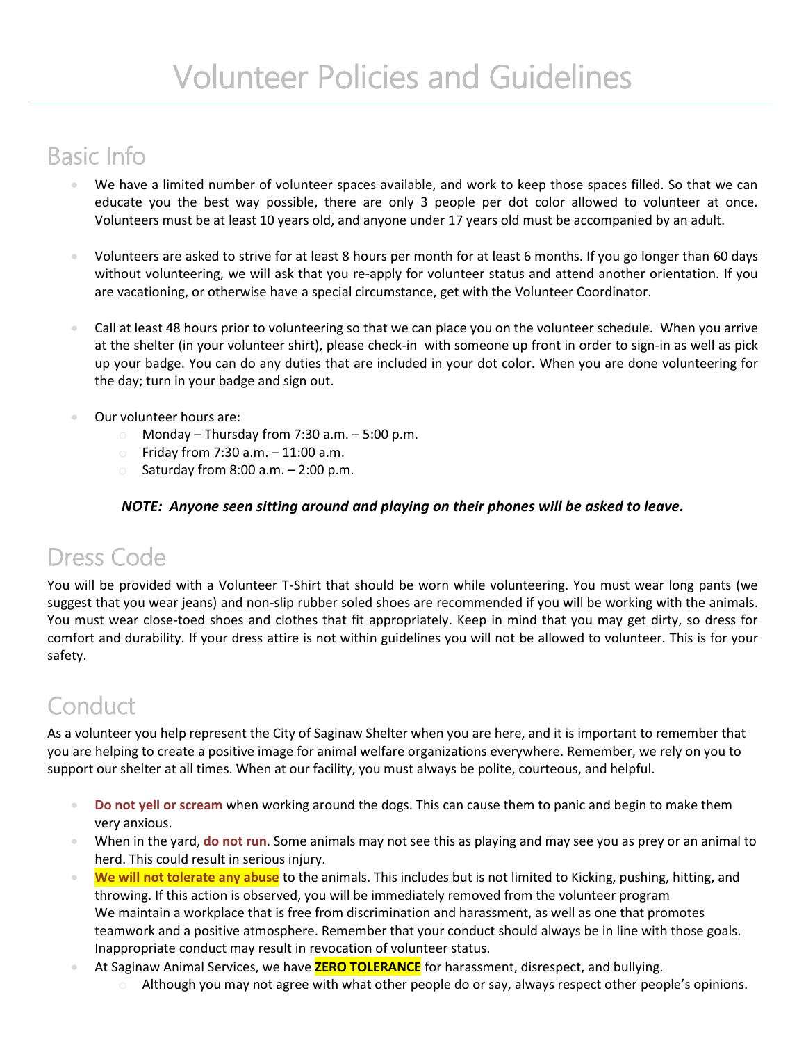# Volunteer Policies and Guidelines

## Basic Info

- We have a limited number of volunteer spaces available, and work to keep those spaces filled. So that we can educate you the best way possible, there are only 3 people per dot color allowed to volunteer at once. Volunteers must be at least 10 years old, and anyone under 17 years old must be accompanied by an adult.

- Volunteers are asked to strive for at least 8 hours per month for at least 6 months. If you go longer than 60 days without volunteering, we will ask that you re-apply for volunteer status and attend another orientation. If you are vacationing, or otherwise have a special circumstance, get with the Volunteer Coordinator.

- Call at least 48 hours prior to volunteering so that we can place you on the volunteer schedule. When you arrive at the shelter (in your volunteer shirt), please check-in with someone up front in order to sign-in as well as pick up your badge. You can do any duties that are included in your dot color. When you are done volunteering for the day; turn in your badge and sign out.

- Our volunteer hours are:
  - Monday – Thursday from 7:30 a.m. – 5:00 p.m.
  - Friday from 7:30 a.m. – 11:00 a.m.
  - Saturday from 8:00 a.m. – 2:00 p.m.

***NOTE: Anyone seen sitting around and playing on their phones will be asked to leave.***

## Dress Code

You will be provided with a Volunteer T-Shirt that should be worn while volunteering. You must wear long pants (we suggest that you wear jeans) and non-slip rubber soled shoes are recommended if you will be working with the animals. You must wear close-toed shoes and clothes that fit appropriately. Keep in mind that you may get dirty, so dress for comfort and durability. If your dress attire is not within guidelines you will not be allowed to volunteer. This is for your safety.

## Conduct

As a volunteer you help represent the City of Saginaw Shelter when you are here, and it is important to remember that you are helping to create a positive image for animal welfare organizations everywhere. Remember, we rely on you to support our shelter at all times. When at our facility, you must always be polite, courteous, and helpful.

- **Do not yell or scream** when working around the dogs. This can cause them to panic and begin to make them very anxious.
- When in the yard, **do not run**. Some animals may not see this as playing and may see you as prey or an animal to herd. This could result in serious injury.
- **We will not tolerate any abuse** to the animals. This includes but is not limited to Kicking, pushing, hitting, and throwing. If this action is observed, you will be immediately removed from the volunteer program
  We maintain a workplace that is free from discrimination and harassment, as well as one that promotes teamwork and a positive atmosphere. Remember that your conduct should always be in line with those goals. Inappropriate conduct may result in revocation of volunteer status.
- At Saginaw Animal Services, we have **ZERO TOLERANCE** for harassment, disrespect, and bullying.
  - Although you may not agree with what other people do or say, always respect other people's opinions.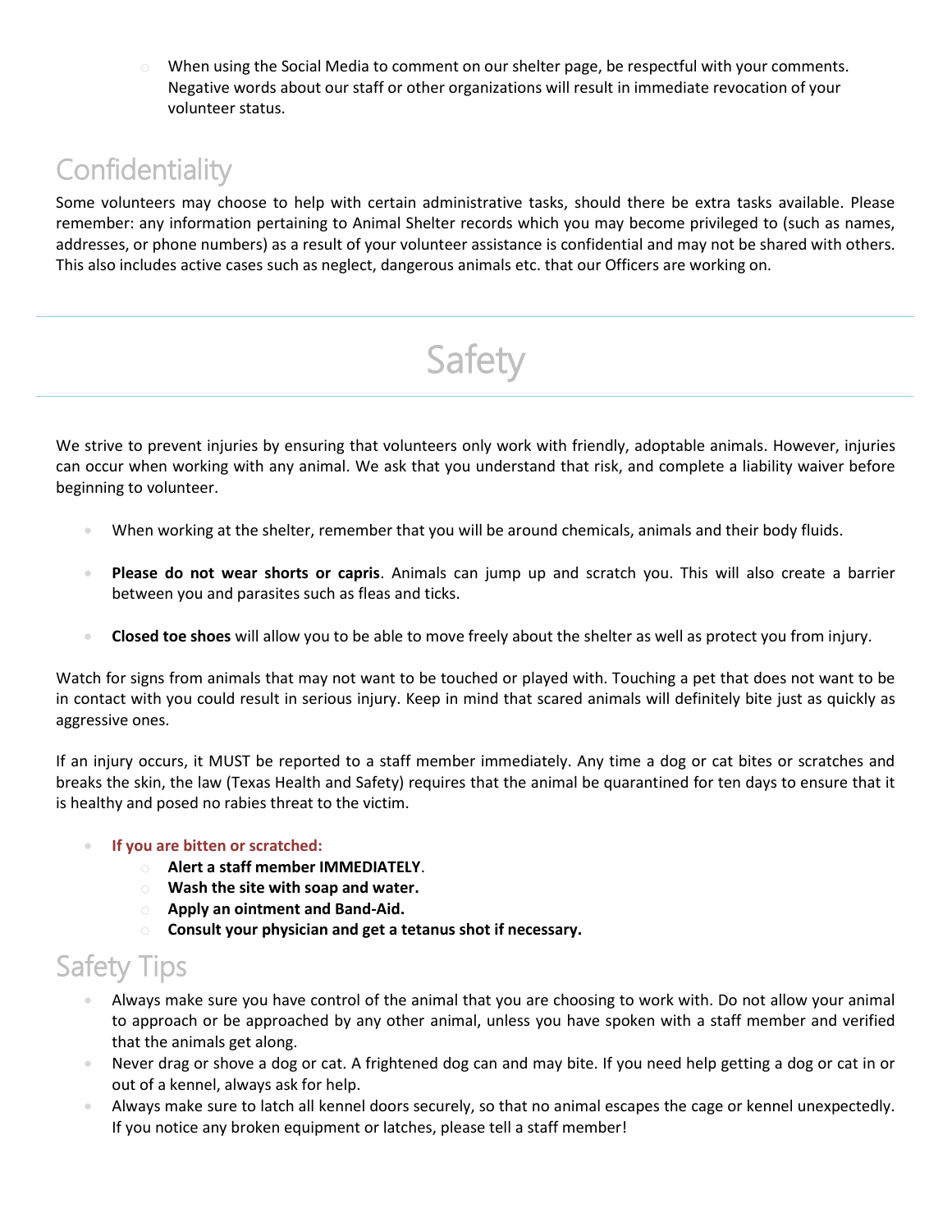- When using the Social Media to comment on our shelter page, be respectful with your comments. Negative words about our staff or other organizations will result in immediate revocation of your volunteer status.

## Confidentiality

Some volunteers may choose to help with certain administrative tasks, should there be extra tasks available. Please remember: any information pertaining to Animal Shelter records which you may become privileged to (such as names, addresses, or phone numbers) as a result of your volunteer assistance is confidential and may not be shared with others. This also includes active cases such as neglect, dangerous animals etc. that our Officers are working on.

# Safety

We strive to prevent injuries by ensuring that volunteers only work with friendly, adoptable animals. However, injuries can occur when working with any animal. We ask that you understand that risk, and complete a liability waiver before beginning to volunteer.

- When working at the shelter, remember that you will be around chemicals, animals and their body fluids.
- **Please do not wear shorts or capris**. Animals can jump up and scratch you. This will also create a barrier between you and parasites such as fleas and ticks.
- **Closed toe shoes** will allow you to be able to move freely about the shelter as well as protect you from injury.

Watch for signs from animals that may not want to be touched or played with. Touching a pet that does not want to be in contact with you could result in serious injury. Keep in mind that scared animals will definitely bite just as quickly as aggressive ones.

If an injury occurs, it MUST be reported to a staff member immediately. Any time a dog or cat bites or scratches and breaks the skin, the law (Texas Health and Safety) requires that the animal be quarantined for ten days to ensure that it is healthy and posed no rabies threat to the victim.

- **If you are bitten or scratched:**
  - **Alert a staff member IMMEDIATELY**.
  - **Wash the site with soap and water.**
  - **Apply an ointment and Band-Aid.**
  - **Consult your physician and get a tetanus shot if necessary.**

## Safety Tips

- Always make sure you have control of the animal that you are choosing to work with. Do not allow your animal to approach or be approached by any other animal, unless you have spoken with a staff member and verified that the animals get along.
- Never drag or shove a dog or cat. A frightened dog can and may bite. If you need help getting a dog or cat in or out of a kennel, always ask for help.
- Always make sure to latch all kennel doors securely, so that no animal escapes the cage or kennel unexpectedly. If you notice any broken equipment or latches, please tell a staff member!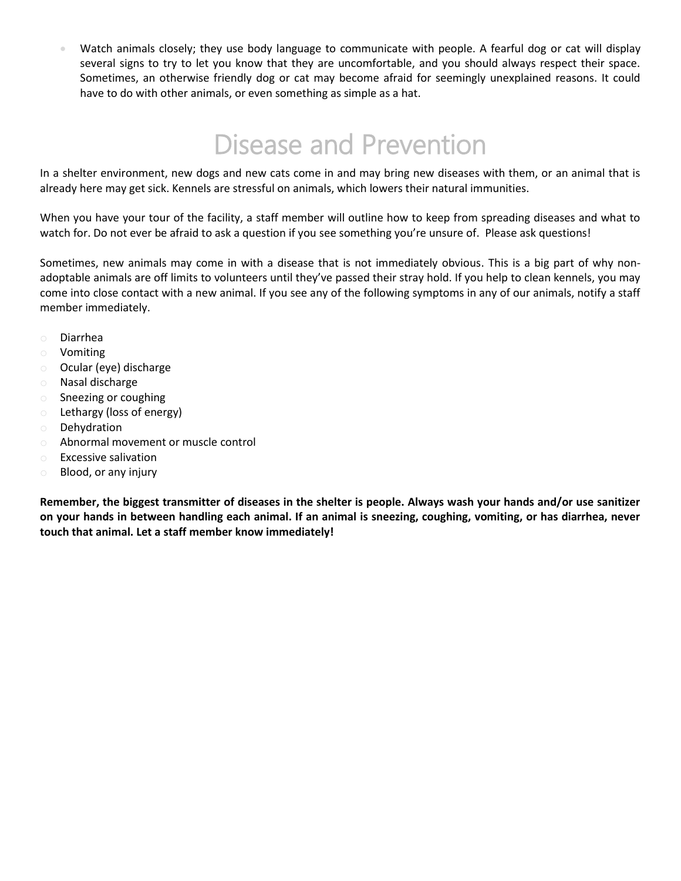- Watch animals closely; they use body language to communicate with people. A fearful dog or cat will display several signs to try to let you know that they are uncomfortable, and you should always respect their space. Sometimes, an otherwise friendly dog or cat may become afraid for seemingly unexplained reasons. It could have to do with other animals, or even something as simple as a hat.

# Disease and Prevention

In a shelter environment, new dogs and new cats come in and may bring new diseases with them, or an animal that is already here may get sick. Kennels are stressful on animals, which lowers their natural immunities.

When you have your tour of the facility, a staff member will outline how to keep from spreading diseases and what to watch for. Do not ever be afraid to ask a question if you see something you're unsure of. Please ask questions!

Sometimes, new animals may come in with a disease that is not immediately obvious. This is a big part of why non-adoptable animals are off limits to volunteers until they've passed their stray hold. If you help to clean kennels, you may come into close contact with a new animal. If you see any of the following symptoms in any of our animals, notify a staff member immediately.

- Diarrhea
- Vomiting
- Ocular (eye) discharge
- Nasal discharge
- Sneezing or coughing
- Lethargy (loss of energy)
- Dehydration
- Abnormal movement or muscle control
- Excessive salivation
- Blood, or any injury

**Remember, the biggest transmitter of diseases in the shelter is people. Always wash your hands and/or use sanitizer on your hands in between handling each animal. If an animal is sneezing, coughing, vomiting, or has diarrhea, never touch that animal. Let a staff member know immediately!**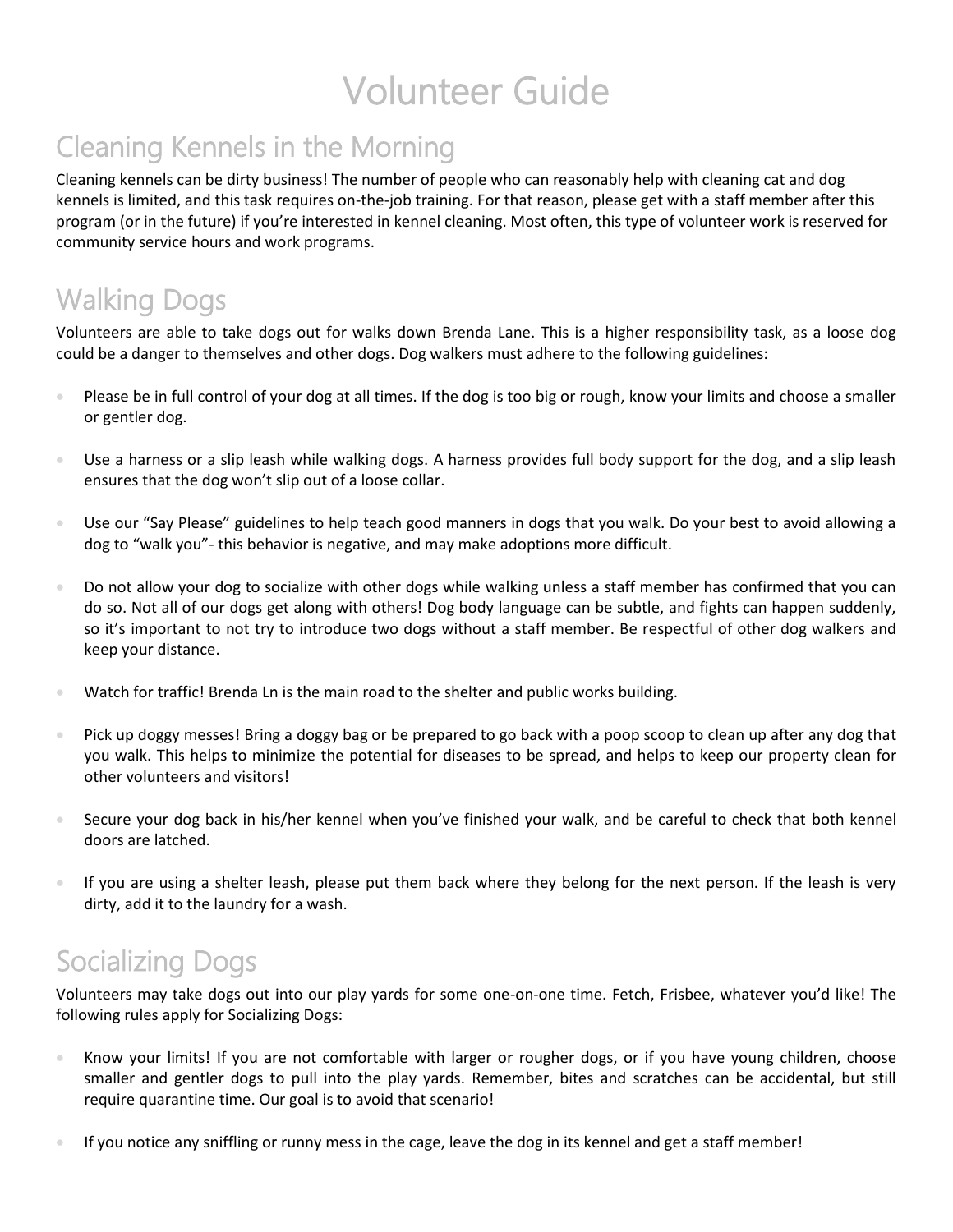# Volunteer Guide

## Cleaning Kennels in the Morning

Cleaning kennels can be dirty business! The number of people who can reasonably help with cleaning cat and dog kennels is limited, and this task requires on-the-job training. For that reason, please get with a staff member after this program (or in the future) if you're interested in kennel cleaning. Most often, this type of volunteer work is reserved for community service hours and work programs.

## Walking Dogs

Volunteers are able to take dogs out for walks down Brenda Lane. This is a higher responsibility task, as a loose dog could be a danger to themselves and other dogs. Dog walkers must adhere to the following guidelines:

- Please be in full control of your dog at all times. If the dog is too big or rough, know your limits and choose a smaller or gentler dog.
- Use a harness or a slip leash while walking dogs. A harness provides full body support for the dog, and a slip leash ensures that the dog won't slip out of a loose collar.
- Use our "Say Please" guidelines to help teach good manners in dogs that you walk. Do your best to avoid allowing a dog to "walk you"- this behavior is negative, and may make adoptions more difficult.
- Do not allow your dog to socialize with other dogs while walking unless a staff member has confirmed that you can do so. Not all of our dogs get along with others! Dog body language can be subtle, and fights can happen suddenly, so it's important to not try to introduce two dogs without a staff member. Be respectful of other dog walkers and keep your distance.
- Watch for traffic! Brenda Ln is the main road to the shelter and public works building.
- Pick up doggy messes! Bring a doggy bag or be prepared to go back with a poop scoop to clean up after any dog that you walk. This helps to minimize the potential for diseases to be spread, and helps to keep our property clean for other volunteers and visitors!
- Secure your dog back in his/her kennel when you've finished your walk, and be careful to check that both kennel doors are latched.
- If you are using a shelter leash, please put them back where they belong for the next person. If the leash is very dirty, add it to the laundry for a wash.

## Socializing Dogs

Volunteers may take dogs out into our play yards for some one-on-one time. Fetch, Frisbee, whatever you'd like! The following rules apply for Socializing Dogs:

- Know your limits! If you are not comfortable with larger or rougher dogs, or if you have young children, choose smaller and gentler dogs to pull into the play yards. Remember, bites and scratches can be accidental, but still require quarantine time. Our goal is to avoid that scenario!
- If you notice any sniffling or runny mess in the cage, leave the dog in its kennel and get a staff member!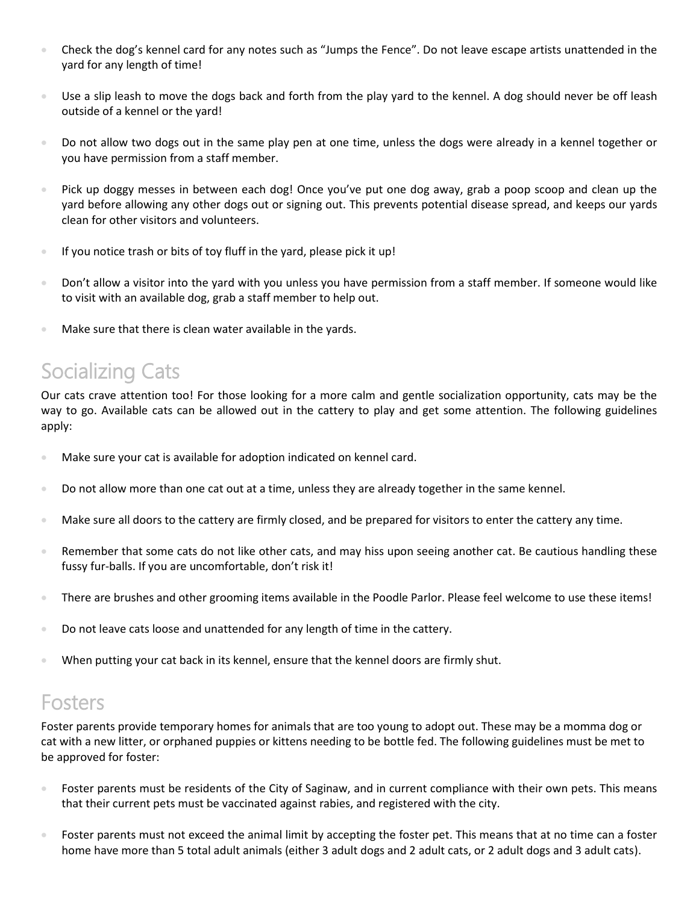- Check the dog's kennel card for any notes such as "Jumps the Fence". Do not leave escape artists unattended in the yard for any length of time!
- Use a slip leash to move the dogs back and forth from the play yard to the kennel. A dog should never be off leash outside of a kennel or the yard!
- Do not allow two dogs out in the same play pen at one time, unless the dogs were already in a kennel together or you have permission from a staff member.
- Pick up doggy messes in between each dog! Once you've put one dog away, grab a poop scoop and clean up the yard before allowing any other dogs out or signing out. This prevents potential disease spread, and keeps our yards clean for other visitors and volunteers.
- If you notice trash or bits of toy fluff in the yard, please pick it up!
- Don't allow a visitor into the yard with you unless you have permission from a staff member. If someone would like to visit with an available dog, grab a staff member to help out.
- Make sure that there is clean water available in the yards.

## Socializing Cats

Our cats crave attention too! For those looking for a more calm and gentle socialization opportunity, cats may be the way to go. Available cats can be allowed out in the cattery to play and get some attention. The following guidelines apply:

- Make sure your cat is available for adoption indicated on kennel card.
- Do not allow more than one cat out at a time, unless they are already together in the same kennel.
- Make sure all doors to the cattery are firmly closed, and be prepared for visitors to enter the cattery any time.
- Remember that some cats do not like other cats, and may hiss upon seeing another cat. Be cautious handling these fussy fur-balls. If you are uncomfortable, don't risk it!
- There are brushes and other grooming items available in the Poodle Parlor. Please feel welcome to use these items!
- Do not leave cats loose and unattended for any length of time in the cattery.
- When putting your cat back in its kennel, ensure that the kennel doors are firmly shut.

## Fosters

Foster parents provide temporary homes for animals that are too young to adopt out. These may be a momma dog or cat with a new litter, or orphaned puppies or kittens needing to be bottle fed. The following guidelines must be met to be approved for foster:

- Foster parents must be residents of the City of Saginaw, and in current compliance with their own pets. This means that their current pets must be vaccinated against rabies, and registered with the city.
- Foster parents must not exceed the animal limit by accepting the foster pet. This means that at no time can a foster home have more than 5 total adult animals (either 3 adult dogs and 2 adult cats, or 2 adult dogs and 3 adult cats).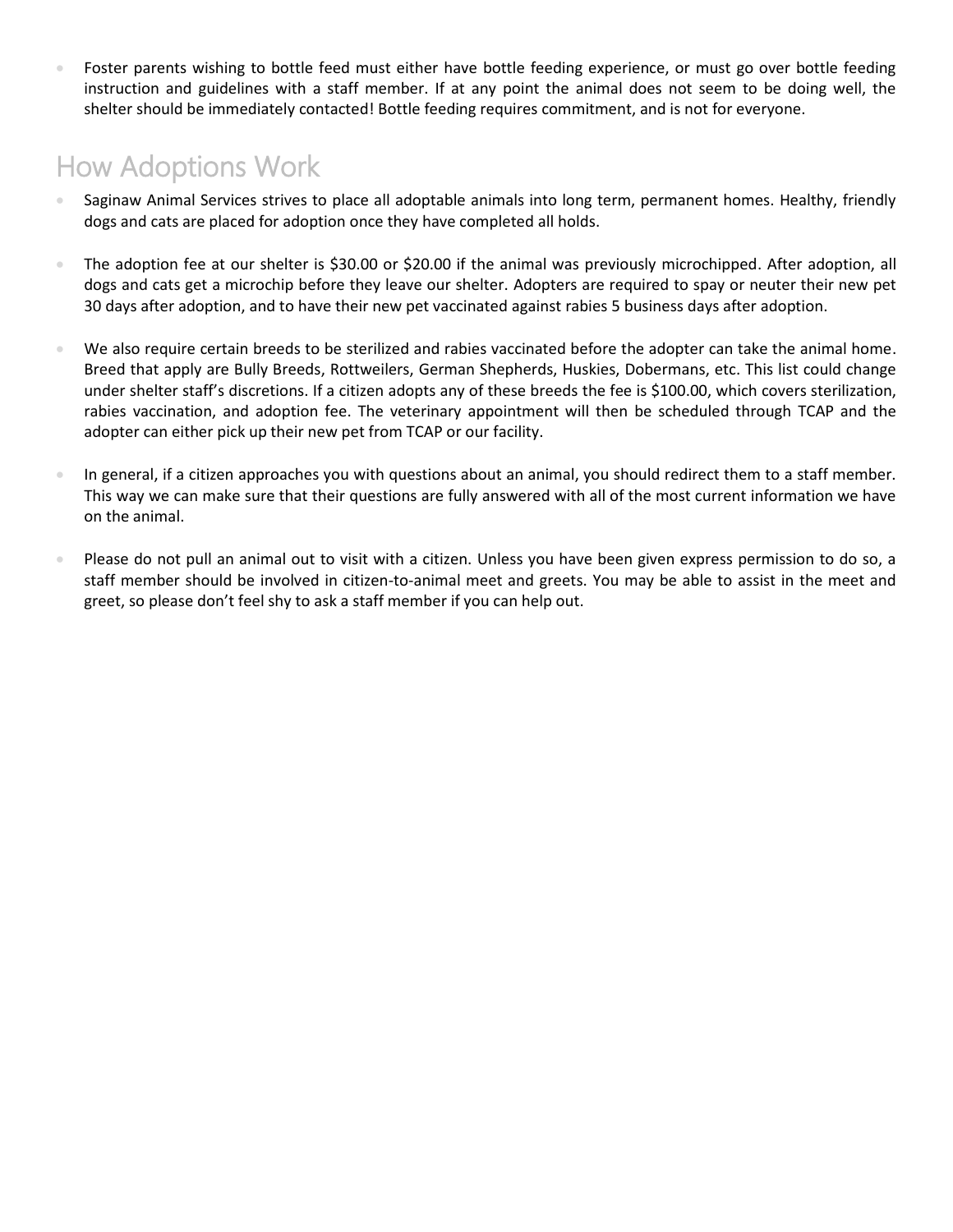- Foster parents wishing to bottle feed must either have bottle feeding experience, or must go over bottle feeding instruction and guidelines with a staff member. If at any point the animal does not seem to be doing well, the shelter should be immediately contacted! Bottle feeding requires commitment, and is not for everyone.

## How Adoptions Work

- Saginaw Animal Services strives to place all adoptable animals into long term, permanent homes. Healthy, friendly dogs and cats are placed for adoption once they have completed all holds.

- The adoption fee at our shelter is $30.00 or $20.00 if the animal was previously microchipped. After adoption, all dogs and cats get a microchip before they leave our shelter. Adopters are required to spay or neuter their new pet 30 days after adoption, and to have their new pet vaccinated against rabies 5 business days after adoption.

- We also require certain breeds to be sterilized and rabies vaccinated before the adopter can take the animal home. Breed that apply are Bully Breeds, Rottweilers, German Shepherds, Huskies, Dobermans, etc. This list could change under shelter staff's discretions. If a citizen adopts any of these breeds the fee is $100.00, which covers sterilization, rabies vaccination, and adoption fee. The veterinary appointment will then be scheduled through TCAP and the adopter can either pick up their new pet from TCAP or our facility.

- In general, if a citizen approaches you with questions about an animal, you should redirect them to a staff member. This way we can make sure that their questions are fully answered with all of the most current information we have on the animal.

- Please do not pull an animal out to visit with a citizen. Unless you have been given express permission to do so, a staff member should be involved in citizen-to-animal meet and greets. You may be able to assist in the meet and greet, so please don't feel shy to ask a staff member if you can help out.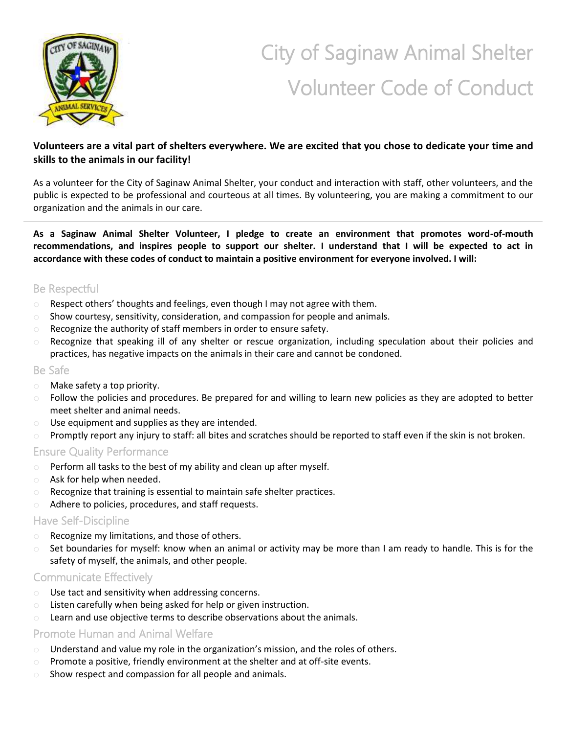# City of Saginaw Animal Shelter Volunteer Code of Conduct

**Volunteers are a vital part of shelters everywhere. We are excited that you chose to dedicate your time and skills to the animals in our facility!**

As a volunteer for the City of Saginaw Animal Shelter, your conduct and interaction with staff, other volunteers, and the public is expected to be professional and courteous at all times. By volunteering, you are making a commitment to our organization and the animals in our care.

---

**As a Saginaw Animal Shelter Volunteer, I pledge to create an environment that promotes word-of-mouth recommendations, and inspires people to support our shelter. I understand that I will be expected to act in accordance with these codes of conduct to maintain a positive environment for everyone involved. I will:**

## Be Respectful

- Respect others' thoughts and feelings, even though I may not agree with them.
- Show courtesy, sensitivity, consideration, and compassion for people and animals.
- Recognize the authority of staff members in order to ensure safety.
- Recognize that speaking ill of any shelter or rescue organization, including speculation about their policies and practices, has negative impacts on the animals in their care and cannot be condoned.

## Be Safe

- Make safety a top priority.
- Follow the policies and procedures. Be prepared for and willing to learn new policies as they are adopted to better meet shelter and animal needs.
- Use equipment and supplies as they are intended.
- Promptly report any injury to staff: all bites and scratches should be reported to staff even if the skin is not broken.

## Ensure Quality Performance

- Perform all tasks to the best of my ability and clean up after myself.
- Ask for help when needed.
- Recognize that training is essential to maintain safe shelter practices.
- Adhere to policies, procedures, and staff requests.

## Have Self-Discipline

- Recognize my limitations, and those of others.
- Set boundaries for myself: know when an animal or activity may be more than I am ready to handle. This is for the safety of myself, the animals, and other people.

## Communicate Effectively

- Use tact and sensitivity when addressing concerns.
- Listen carefully when being asked for help or given instruction.
- Learn and use objective terms to describe observations about the animals.

## Promote Human and Animal Welfare

- Understand and value my role in the organization's mission, and the roles of others.
- Promote a positive, friendly environment at the shelter and at off-site events.
- Show respect and compassion for all people and animals.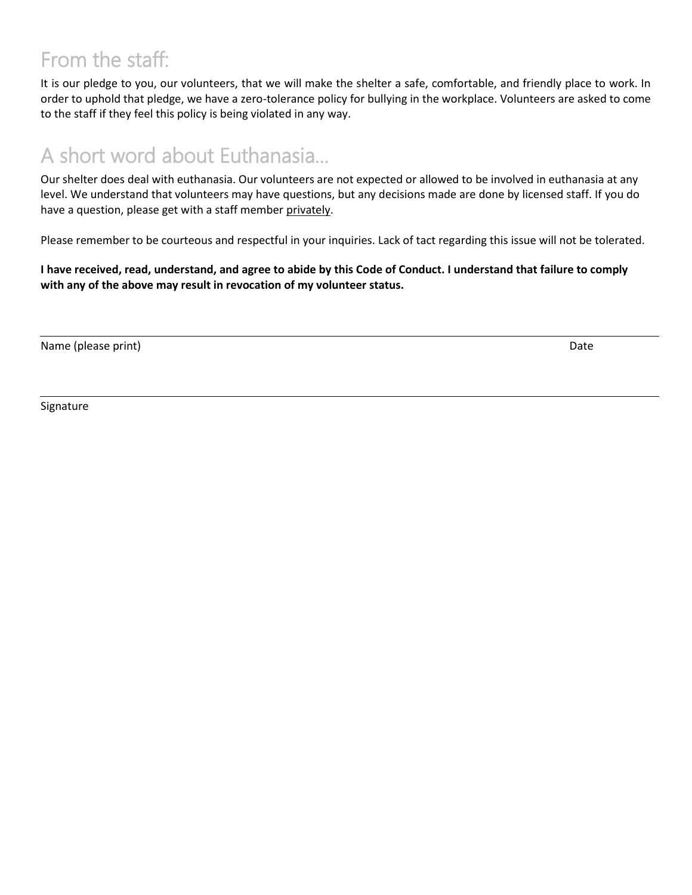## From the staff:

It is our pledge to you, our volunteers, that we will make the shelter a safe, comfortable, and friendly place to work. In order to uphold that pledge, we have a zero-tolerance policy for bullying in the workplace. Volunteers are asked to come to the staff if they feel this policy is being violated in any way.

## A short word about Euthanasia…

Our shelter does deal with euthanasia. Our volunteers are not expected or allowed to be involved in euthanasia at any level. We understand that volunteers may have questions, but any decisions made are done by licensed staff. If you do have a question, please get with a staff member privately.

Please remember to be courteous and respectful in your inquiries. Lack of tact regarding this issue will not be tolerated.

**I have received, read, understand, and agree to abide by this Code of Conduct. I understand that failure to comply with any of the above may result in revocation of my volunteer status.**

\_\_\_\_\_\_\_\_\_\_\_\_\_\_\_\_\_\_\_\_\_\_\_\_\_\_\_\_\_\_\_\_\_\_\_\_\_\_\_\_\_\_\_\_\_\_\_\_\_\_\_\_\_\_\_\_\_\_\_\_\_\_\_\_\_\_\_\_\_\_

Name (please print)                                                                                                                        Date

\_\_\_\_\_\_\_\_\_\_\_\_\_\_\_\_\_\_\_\_\_\_\_\_\_\_\_\_\_\_\_\_\_\_\_\_\_\_\_\_\_\_\_\_\_\_\_\_\_\_\_\_\_\_\_\_\_\_\_\_\_\_\_\_\_\_\_\_\_\_

Signature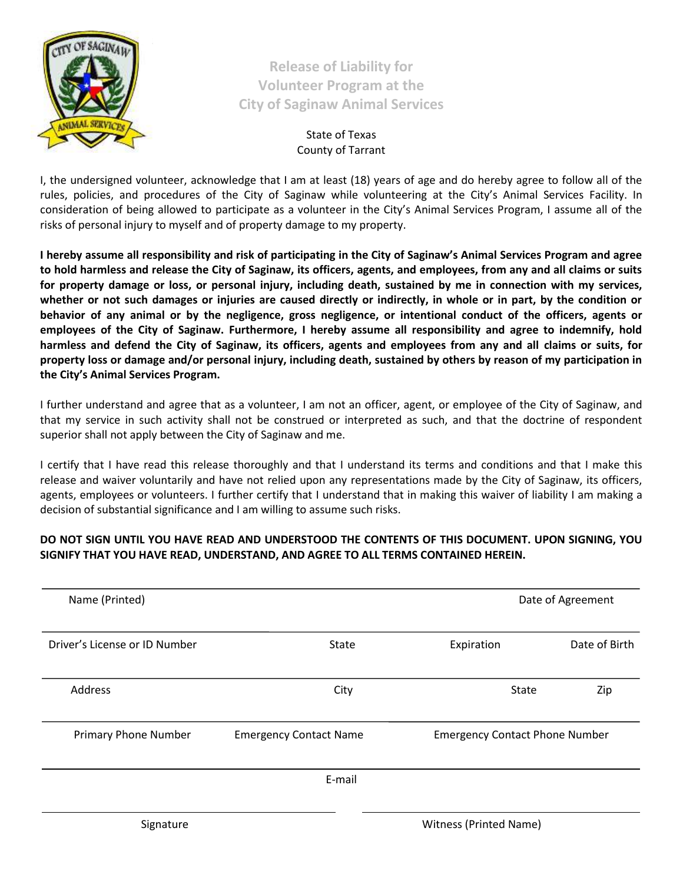# Release of Liability for Volunteer Program at the City of Saginaw Animal Services

State of Texas
County of Tarrant

I, the undersigned volunteer, acknowledge that I am at least (18) years of age and do hereby agree to follow all of the rules, policies, and procedures of the City of Saginaw while volunteering at the City's Animal Services Facility. In consideration of being allowed to participate as a volunteer in the City's Animal Services Program, I assume all of the risks of personal injury to myself and of property damage to my property.

**I hereby assume all responsibility and risk of participating in the City of Saginaw's Animal Services Program and agree to hold harmless and release the City of Saginaw, its officers, agents, and employees, from any and all claims or suits for property damage or loss, or personal injury, including death, sustained by me in connection with my services, whether or not such damages or injuries are caused directly or indirectly, in whole or in part, by the condition or behavior of any animal or by the negligence, gross negligence, or intentional conduct of the officers, agents or employees of the City of Saginaw. Furthermore, I hereby assume all responsibility and agree to indemnify, hold harmless and defend the City of Saginaw, its officers, agents and employees from any and all claims or suits, for property loss or damage and/or personal injury, including death, sustained by others by reason of my participation in the City's Animal Services Program.**

I further understand and agree that as a volunteer, I am not an officer, agent, or employee of the City of Saginaw, and that my service in such activity shall not be construed or interpreted as such, and that the doctrine of respondent superior shall not apply between the City of Saginaw and me.

I certify that I have read this release thoroughly and that I understand its terms and conditions and that I make this release and waiver voluntarily and have not relied upon any representations made by the City of Saginaw, its officers, agents, employees or volunteers. I further certify that I understand that in making this waiver of liability I am making a decision of substantial significance and I am willing to assume such risks.

**DO NOT SIGN UNTIL YOU HAVE READ AND UNDERSTOOD THE CONTENTS OF THIS DOCUMENT. UPON SIGNING, YOU SIGNIFY THAT YOU HAVE READ, UNDERSTAND, AND AGREE TO ALL TERMS CONTAINED HEREIN.**

Name (Printed) Date of Agreement

Driver's License or ID Number State Expiration Date of Birth

Address City State Zip

Primary Phone Number Emergency Contact Name Emergency Contact Phone Number

E-mail

Signature Witness (Printed Name)